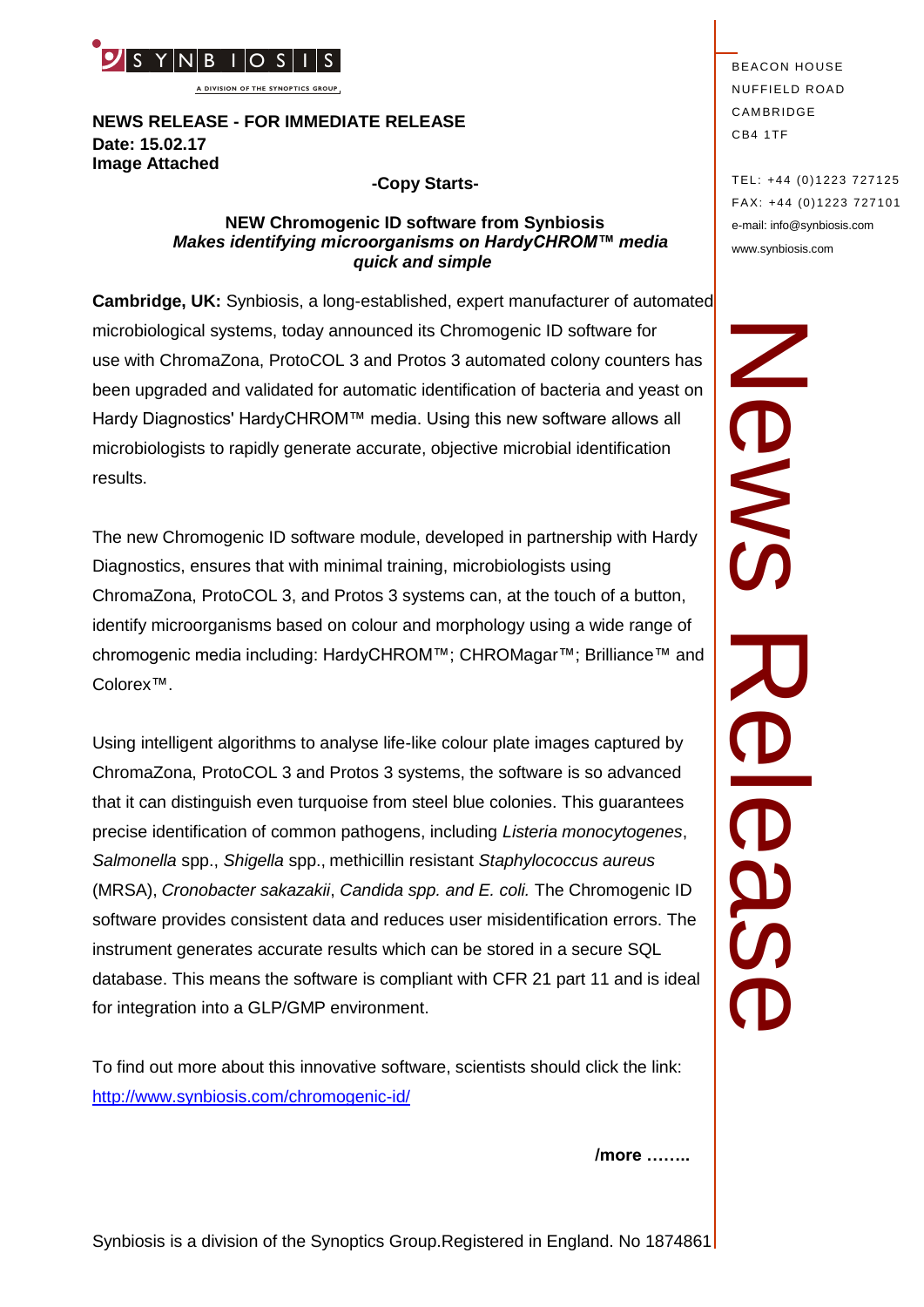SYNBIOSIS

A DIVISION OF THE SYNOPTICS GROUP

**NEWS RELEASE - FOR IMMEDIATE RELEASE**
**Date: 15.02.17**
**Image Attached**

BEACON HOUSE
NUFFIELD ROAD
CAMBRIDGE
CB4 1TF

TEL: +44 (0)1223 727125
FAX: +44 (0)1223 727101
e-mail: info@synbiosis.com
www.synbiosis.com

News Release

**-Copy Starts-**

## NEW Chromogenic ID software from Synbiosis

***Makes identifying microorganisms on HardyCHROM™ media quick and simple***

**Cambridge, UK:** Synbiosis, a long-established, expert manufacturer of automated microbiological systems, today announced its Chromogenic ID software for use with ChromaZona, ProtoCOL 3 and Protos 3 automated colony counters has been upgraded and validated for automatic identification of bacteria and yeast on Hardy Diagnostics' HardyCHROM™ media. Using this new software allows all microbiologists to rapidly generate accurate, objective microbial identification results.

The new Chromogenic ID software module, developed in partnership with Hardy Diagnostics, ensures that with minimal training, microbiologists using ChromaZona, ProtoCOL 3, and Protos 3 systems can, at the touch of a button, identify microorganisms based on colour and morphology using a wide range of chromogenic media including: HardyCHROM™; CHROMagar™; Brilliance™ and Colorex™.

Using intelligent algorithms to analyse life-like colour plate images captured by ChromaZona, ProtoCOL 3 and Protos 3 systems, the software is so advanced that it can distinguish even turquoise from steel blue colonies. This guarantees precise identification of common pathogens, including *Listeria monocytogenes*, *Salmonella* spp., *Shigella* spp., methicillin resistant *Staphylococcus aureus* (MRSA), *Cronobacter sakazakii*, *Candida spp. and E. coli.* The Chromogenic ID software provides consistent data and reduces user misidentification errors. The instrument generates accurate results which can be stored in a secure SQL database. This means the software is compliant with CFR 21 part 11 and is ideal for integration into a GLP/GMP environment.

To find out more about this innovative software, scientists should click the link: http://www.synbiosis.com/chromogenic-id/

**/more ……..**

Synbiosis is a division of the Synoptics Group.Registered in England. No 1874861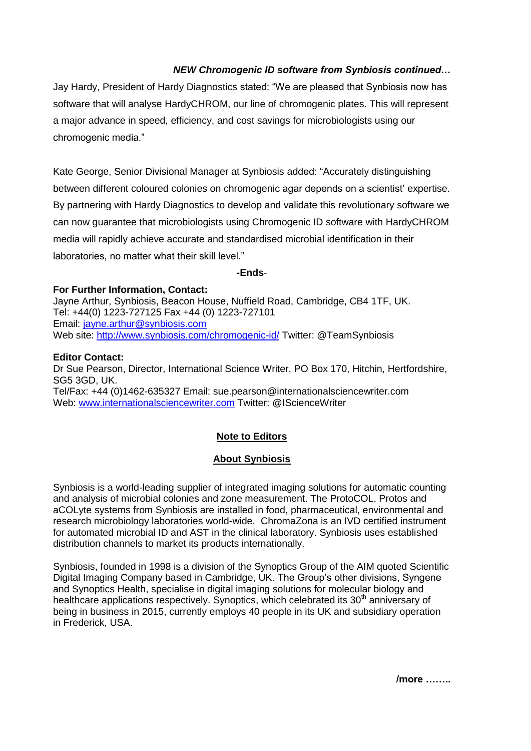***NEW Chromogenic ID software from Synbiosis continued…***

Jay Hardy, President of Hardy Diagnostics stated: "We are pleased that Synbiosis now has software that will analyse HardyCHROM, our line of chromogenic plates. This will represent a major advance in speed, efficiency, and cost savings for microbiologists using our chromogenic media."

Kate George, Senior Divisional Manager at Synbiosis added: "Accurately distinguishing between different coloured colonies on chromogenic agar depends on a scientist' expertise. By partnering with Hardy Diagnostics to develop and validate this revolutionary software we can now guarantee that microbiologists using Chromogenic ID software with HardyCHROM media will rapidly achieve accurate and standardised microbial identification in their laboratories, no matter what their skill level."

**-Ends**-

**For Further Information, Contact:**
Jayne Arthur, Synbiosis, Beacon House, Nuffield Road, Cambridge, CB4 1TF, UK.
Tel: +44(0) 1223-727125 Fax +44 (0) 1223-727101
Email: jayne.arthur@synbiosis.com
Web site: http://www.synbiosis.com/chromogenic-id/ Twitter: @TeamSynbiosis

**Editor Contact:**
Dr Sue Pearson, Director, International Science Writer, PO Box 170, Hitchin, Hertfordshire, SG5 3GD, UK.
Tel/Fax: +44 (0)1462-635327 Email: sue.pearson@internationalsciencewriter.com
Web: www.internationalsciencewriter.com Twitter: @IScienceWriter

## Note to Editors

## About Synbiosis

Synbiosis is a world-leading supplier of integrated imaging solutions for automatic counting and analysis of microbial colonies and zone measurement. The ProtoCOL, Protos and aCOLyte systems from Synbiosis are installed in food, pharmaceutical, environmental and research microbiology laboratories world-wide. ChromaZona is an IVD certified instrument for automated microbial ID and AST in the clinical laboratory. Synbiosis uses established distribution channels to market its products internationally.

Synbiosis, founded in 1998 is a division of the Synoptics Group of the AIM quoted Scientific Digital Imaging Company based in Cambridge, UK. The Group's other divisions, Syngene and Synoptics Health, specialise in digital imaging solutions for molecular biology and healthcare applications respectively. Synoptics, which celebrated its 30th anniversary of being in business in 2015, currently employs 40 people in its UK and subsidiary operation in Frederick, USA.

**/more ……..**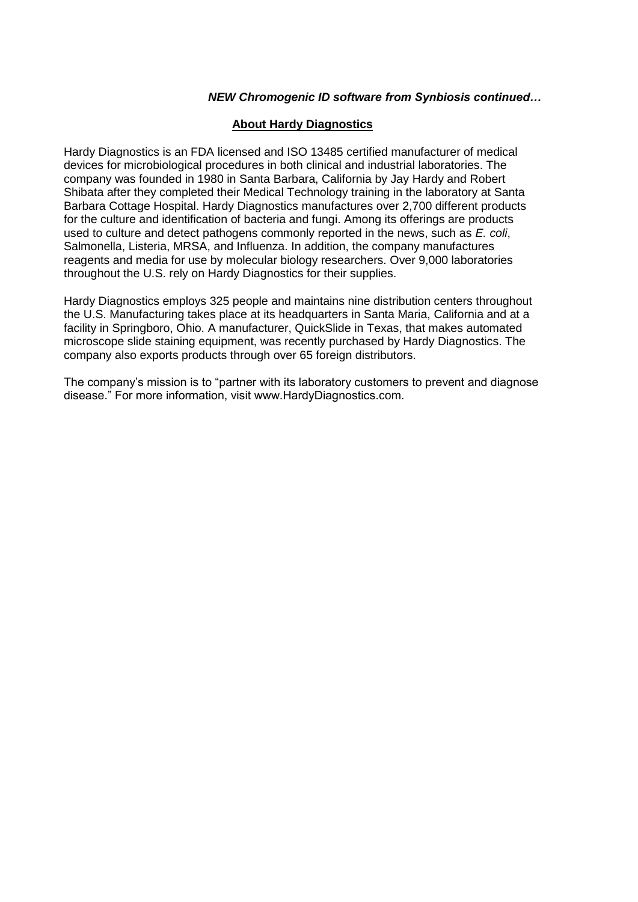***NEW Chromogenic ID software from Synbiosis continued…***

## About Hardy Diagnostics

Hardy Diagnostics is an FDA licensed and ISO 13485 certified manufacturer of medical devices for microbiological procedures in both clinical and industrial laboratories. The company was founded in 1980 in Santa Barbara, California by Jay Hardy and Robert Shibata after they completed their Medical Technology training in the laboratory at Santa Barbara Cottage Hospital. Hardy Diagnostics manufactures over 2,700 different products for the culture and identification of bacteria and fungi. Among its offerings are products used to culture and detect pathogens commonly reported in the news, such as *E. coli*, Salmonella, Listeria, MRSA, and Influenza. In addition, the company manufactures reagents and media for use by molecular biology researchers. Over 9,000 laboratories throughout the U.S. rely on Hardy Diagnostics for their supplies.

Hardy Diagnostics employs 325 people and maintains nine distribution centers throughout the U.S. Manufacturing takes place at its headquarters in Santa Maria, California and at a facility in Springboro, Ohio. A manufacturer, QuickSlide in Texas, that makes automated microscope slide staining equipment, was recently purchased by Hardy Diagnostics. The company also exports products through over 65 foreign distributors.

The company's mission is to "partner with its laboratory customers to prevent and diagnose disease." For more information, visit www.HardyDiagnostics.com.